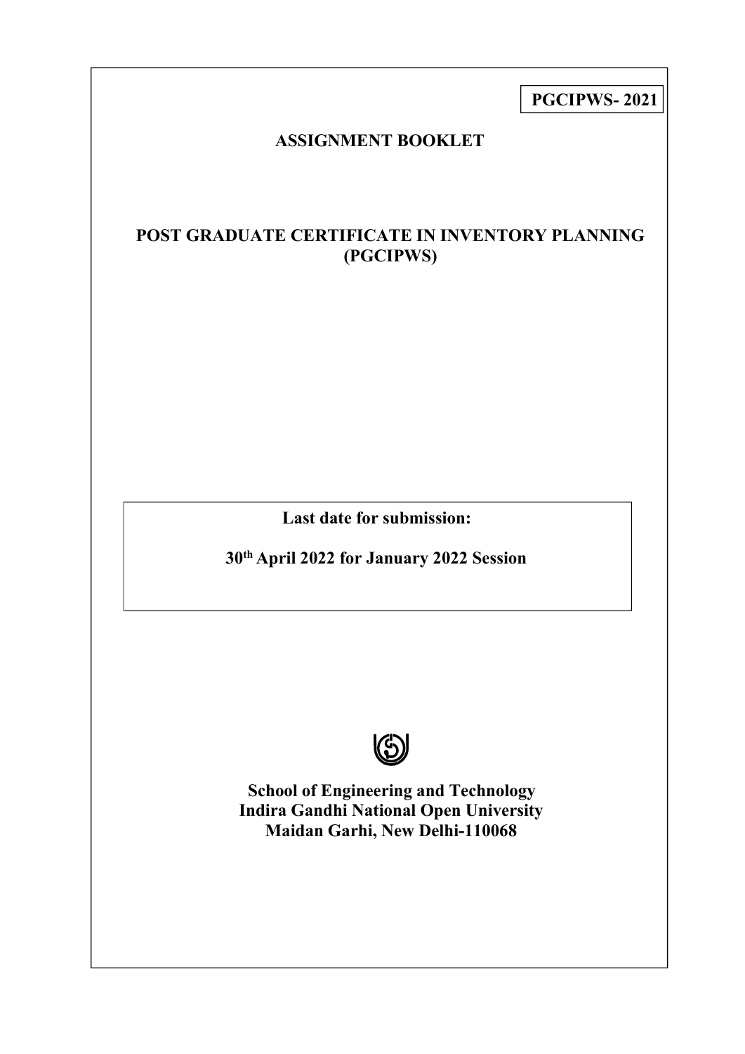**PGCIPWS- 2021**

# ASSIGNMENT BOOKLET

## POST GRADUATE CERTIFICATE IN INVENTORY PLANNING (PGCIPWS)

**Last date for submission:**

**30th April 2022 for January 2022 Session**

**School of Engineering and Technology**
**Indira Gandhi National Open University**
**Maidan Garhi, New Delhi-110068**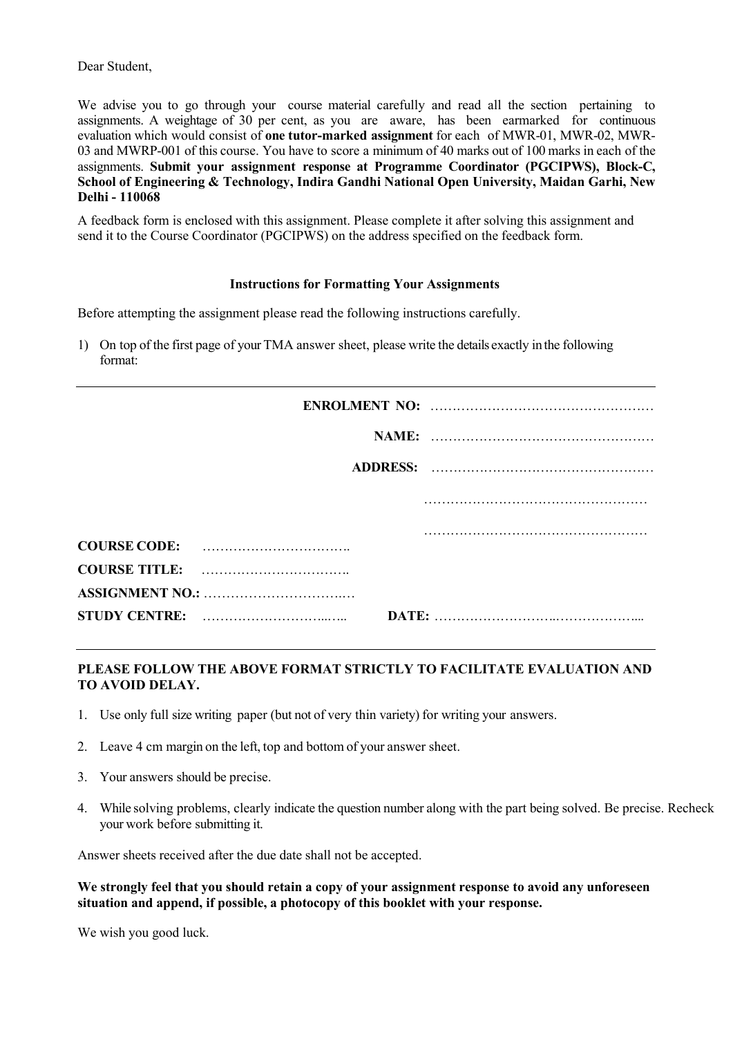Dear Student,

We advise you to go through your course material carefully and read all the section pertaining to assignments. A weightage of 30 per cent, as you are aware, has been earmarked for continuous evaluation which would consist of **one tutor-marked assignment** for each of MWR-01, MWR-02, MWR-03 and MWRP-001 of this course. You have to score a minimum of 40 marks out of 100 marks in each of the assignments. **Submit your assignment response at Programme Coordinator (PGCIPWS), Block-C, School of Engineering & Technology, Indira Gandhi National Open University, Maidan Garhi, New Delhi - 110068**

A feedback form is enclosed with this assignment. Please complete it after solving this assignment and send it to the Course Coordinator (PGCIPWS) on the address specified on the feedback form.

**Instructions for Formatting Your Assignments**

Before attempting the assignment please read the following instructions carefully.

1) On top of the first page of your TMA answer sheet, please write the details exactly in the following format:

---

**ENROLMENT NO:** ……………………………………………

**NAME:** ……………………………………………

**ADDRESS:** ……………………………………………

……………………………………………

……………………………………………

**COURSE CODE:** …………………………….

**COURSE TITLE:** …………………………….

**ASSIGNMENT NO.:** …………………………….

**STUDY CENTRE:** ……………………………. **DATE:** ……………………………………………

---

**PLEASE FOLLOW THE ABOVE FORMAT STRICTLY TO FACILITATE EVALUATION AND TO AVOID DELAY.**

1. Use only full size writing paper (but not of very thin variety) for writing your answers.
2. Leave 4 cm margin on the left, top and bottom of your answer sheet.
3. Your answers should be precise.
4. While solving problems, clearly indicate the question number along with the part being solved. Be precise. Recheck your work before submitting it.

Answer sheets received after the due date shall not be accepted.

**We strongly feel that you should retain a copy of your assignment response to avoid any unforeseen situation and append, if possible, a photocopy of this booklet with your response.**

We wish you good luck.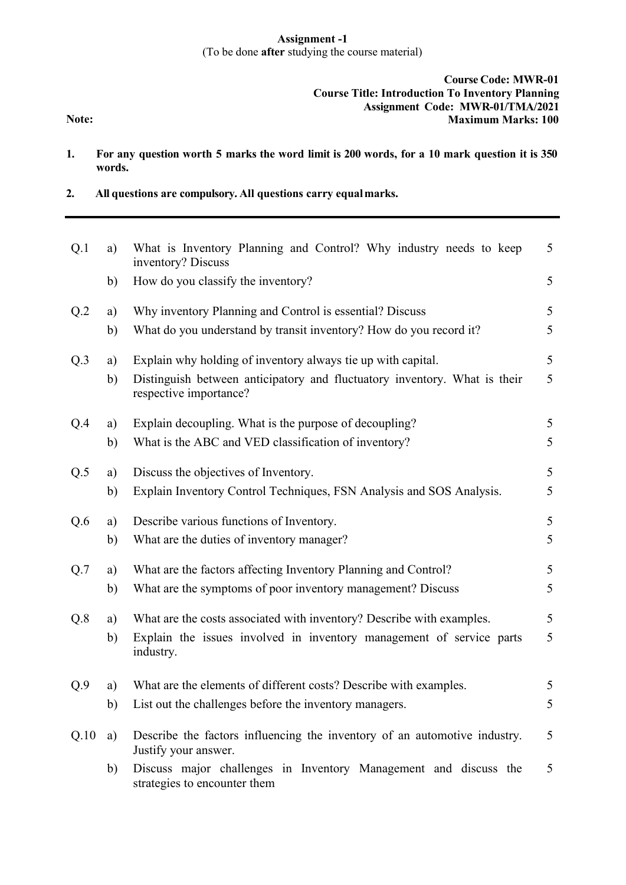**Assignment -1**
(To be done **after** studying the course material)

**Course Code: MWR-01**
**Course Title: Introduction To Inventory Planning**
**Assignment Code: MWR-01/TMA/2021**
**Maximum Marks: 100**

**Note:**

1. **For any question worth 5 marks the word limit is 200 words, for a 10 mark question it is 350 words.**
2. **All questions are compulsory. All questions carry equal marks.**

---

| | | | |
|---|---|---|---|
| Q.1 | a) | What is Inventory Planning and Control? Why industry needs to keep inventory? Discuss | 5 |
| | b) | How do you classify the inventory? | 5 |
| Q.2 | a) | Why inventory Planning and Control is essential? Discuss | 5 |
| | b) | What do you understand by transit inventory? How do you record it? | 5 |
| Q.3 | a) | Explain why holding of inventory always tie up with capital. | 5 |
| | b) | Distinguish between anticipatory and fluctuatory inventory. What is their respective importance? | 5 |
| Q.4 | a) | Explain decoupling. What is the purpose of decoupling? | 5 |
| | b) | What is the ABC and VED classification of inventory? | 5 |
| Q.5 | a) | Discuss the objectives of Inventory. | 5 |
| | b) | Explain Inventory Control Techniques, FSN Analysis and SOS Analysis. | 5 |
| Q.6 | a) | Describe various functions of Inventory. | 5 |
| | b) | What are the duties of inventory manager? | 5 |
| Q.7 | a) | What are the factors affecting Inventory Planning and Control? | 5 |
| | b) | What are the symptoms of poor inventory management? Discuss | 5 |
| Q.8 | a) | What are the costs associated with inventory? Describe with examples. | 5 |
| | b) | Explain the issues involved in inventory management of service parts industry. | 5 |
| Q.9 | a) | What are the elements of different costs? Describe with examples. | 5 |
| | b) | List out the challenges before the inventory managers. | 5 |
| Q.10 | a) | Describe the factors influencing the inventory of an automotive industry. Justify your answer. | 5 |
| | b) | Discuss major challenges in Inventory Management and discuss the strategies to encounter them | 5 |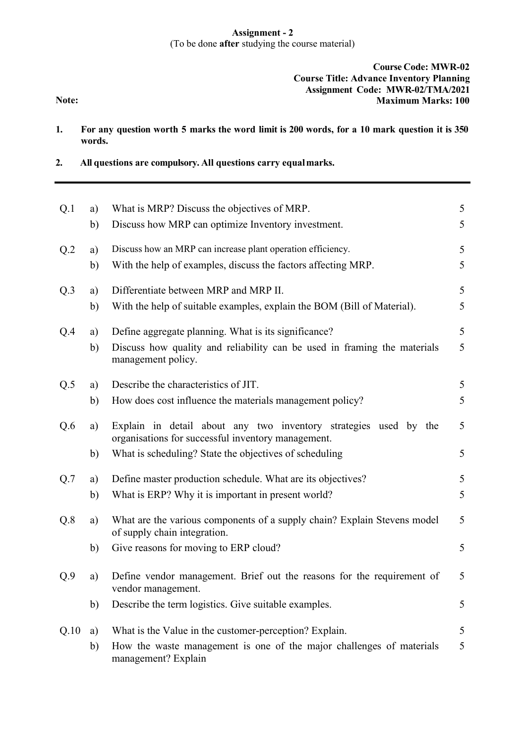**Assignment - 2**

(To be done **after** studying the course material)

**Course Code: MWR-02**
**Course Title: Advance Inventory Planning**
**Assignment Code: MWR-02/TMA/2021**
**Maximum Marks: 100**

**Note:**

1. **For any question worth 5 marks the word limit is 200 words, for a 10 mark question it is 350 words.**
2. **All questions are compulsory. All questions carry equal marks.**

---

| | | | |
|---|---|---|---|
| Q.1 | a) | What is MRP? Discuss the objectives of MRP. | 5 |
| | b) | Discuss how MRP can optimize Inventory investment. | 5 |
| Q.2 | a) | Discuss how an MRP can increase plant operation efficiency. | 5 |
| | b) | With the help of examples, discuss the factors affecting MRP. | 5 |
| Q.3 | a) | Differentiate between MRP and MRP II. | 5 |
| | b) | With the help of suitable examples, explain the BOM (Bill of Material). | 5 |
| Q.4 | a) | Define aggregate planning. What is its significance? | 5 |
| | b) | Discuss how quality and reliability can be used in framing the materials management policy. | 5 |
| Q.5 | a) | Describe the characteristics of JIT. | 5 |
| | b) | How does cost influence the materials management policy? | 5 |
| Q.6 | a) | Explain in detail about any two inventory strategies used by the organisations for successful inventory management. | 5 |
| | b) | What is scheduling? State the objectives of scheduling | 5 |
| Q.7 | a) | Define master production schedule. What are its objectives? | 5 |
| | b) | What is ERP? Why it is important in present world? | 5 |
| Q.8 | a) | What are the various components of a supply chain? Explain Stevens model of supply chain integration. | 5 |
| | b) | Give reasons for moving to ERP cloud? | 5 |
| Q.9 | a) | Define vendor management. Brief out the reasons for the requirement of vendor management. | 5 |
| | b) | Describe the term logistics. Give suitable examples. | 5 |
| Q.10 | a) | What is the Value in the customer-perception? Explain. | 5 |
| | b) | How the waste management is one of the major challenges of materials management? Explain | 5 |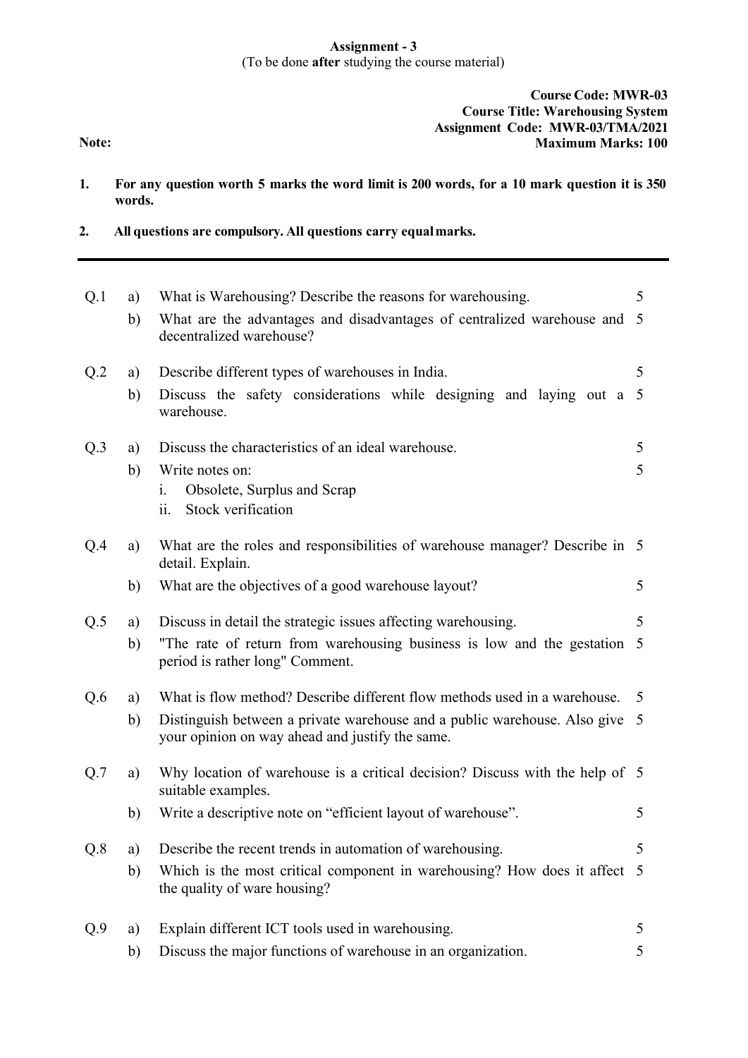**Assignment - 3**
(To be done **after** studying the course material)

**Course Code: MWR-03**
**Course Title: Warehousing System**
**Assignment Code: MWR-03/TMA/2021**
**Maximum Marks: 100**

**Note:**

1. **For any question worth 5 marks the word limit is 200 words, for a 10 mark question it is 350 words.**
2. **All questions are compulsory. All questions carry equal marks.**

---

| | | | |
|---|---|---|---|
| Q.1 | a) | What is Warehousing? Describe the reasons for warehousing. | 5 |
| | b) | What are the advantages and disadvantages of centralized warehouse and decentralized warehouse? | 5 |
| Q.2 | a) | Describe different types of warehouses in India. | 5 |
| | b) | Discuss the safety considerations while designing and laying out a warehouse. | 5 |
| Q.3 | a) | Discuss the characteristics of an ideal warehouse. | 5 |
| | b) | Write notes on:<br>i. Obsolete, Surplus and Scrap<br>ii. Stock verification | 5 |
| Q.4 | a) | What are the roles and responsibilities of warehouse manager? Describe in detail. Explain. | 5 |
| | b) | What are the objectives of a good warehouse layout? | 5 |
| Q.5 | a) | Discuss in detail the strategic issues affecting warehousing. | 5 |
| | b) | "The rate of return from warehousing business is low and the gestation period is rather long" Comment. | 5 |
| Q.6 | a) | What is flow method? Describe different flow methods used in a warehouse. | 5 |
| | b) | Distinguish between a private warehouse and a public warehouse. Also give your opinion on way ahead and justify the same. | 5 |
| Q.7 | a) | Why location of warehouse is a critical decision? Discuss with the help of suitable examples. | 5 |
| | b) | Write a descriptive note on "efficient layout of warehouse". | 5 |
| Q.8 | a) | Describe the recent trends in automation of warehousing. | 5 |
| | b) | Which is the most critical component in warehousing? How does it affect the quality of ware housing? | 5 |
| Q.9 | a) | Explain different ICT tools used in warehousing. | 5 |
| | b) | Discuss the major functions of warehouse in an organization. | 5 |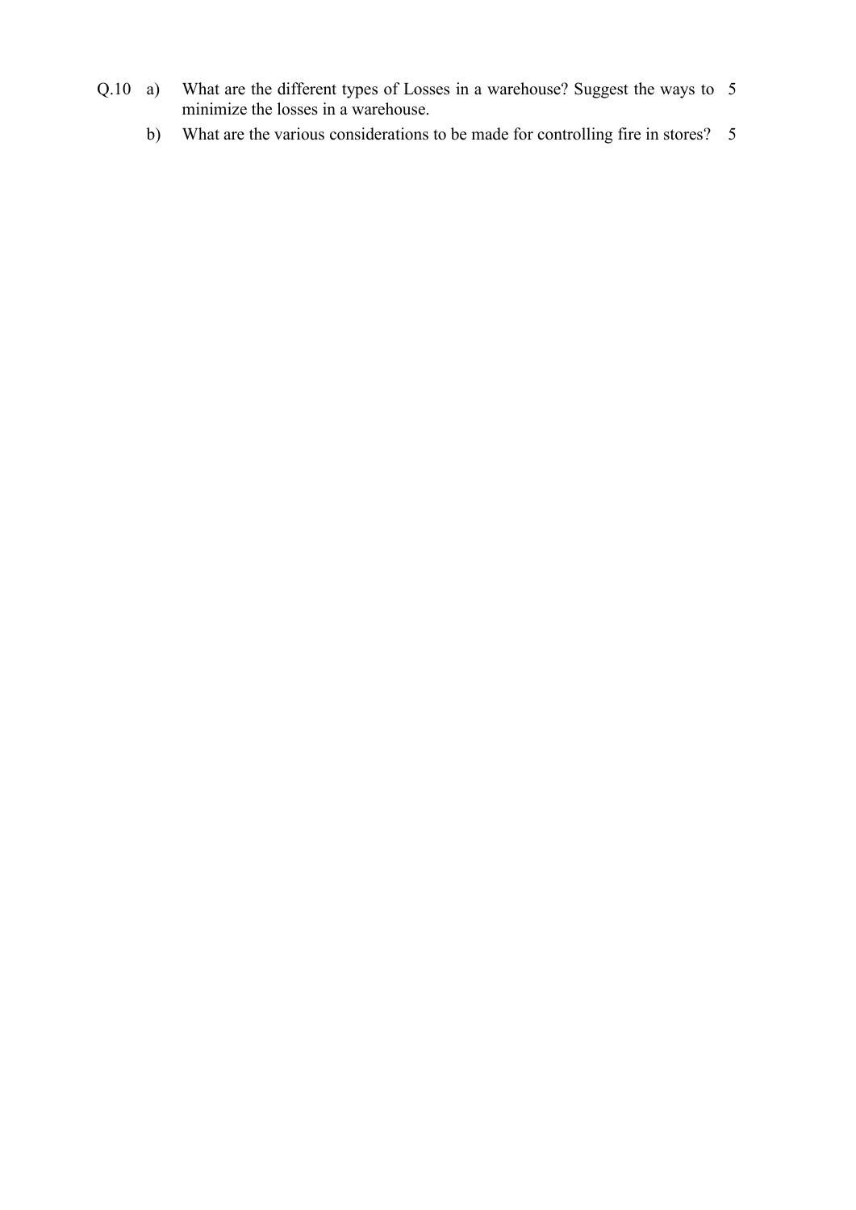Q.10 a) What are the different types of Losses in a warehouse? Suggest the ways to minimize the losses in a warehouse. 5

b) What are the various considerations to be made for controlling fire in stores? 5